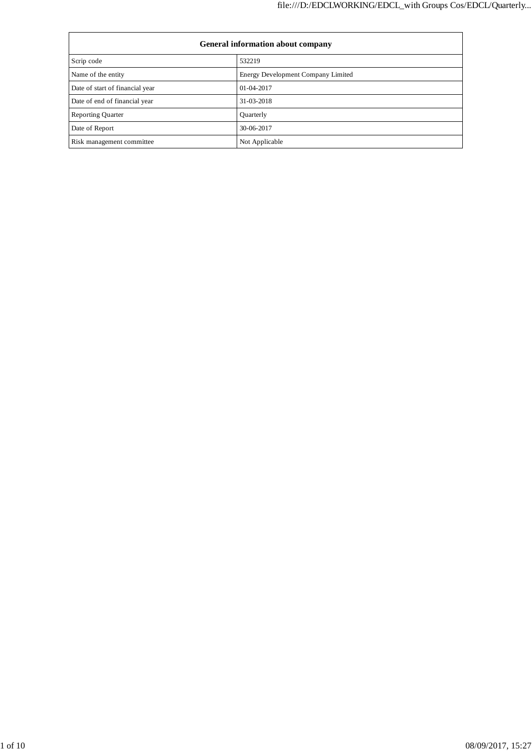| General information about company | |
|---|---|
| Scrip code | 532219 |
| Name of the entity | Energy Development Company Limited |
| Date of start of financial year | 01-04-2017 |
| Date of end of financial year | 31-03-2018 |
| Reporting Quarter | Quarterly |
| Date of Report | 30-06-2017 |
| Risk management committee | Not Applicable |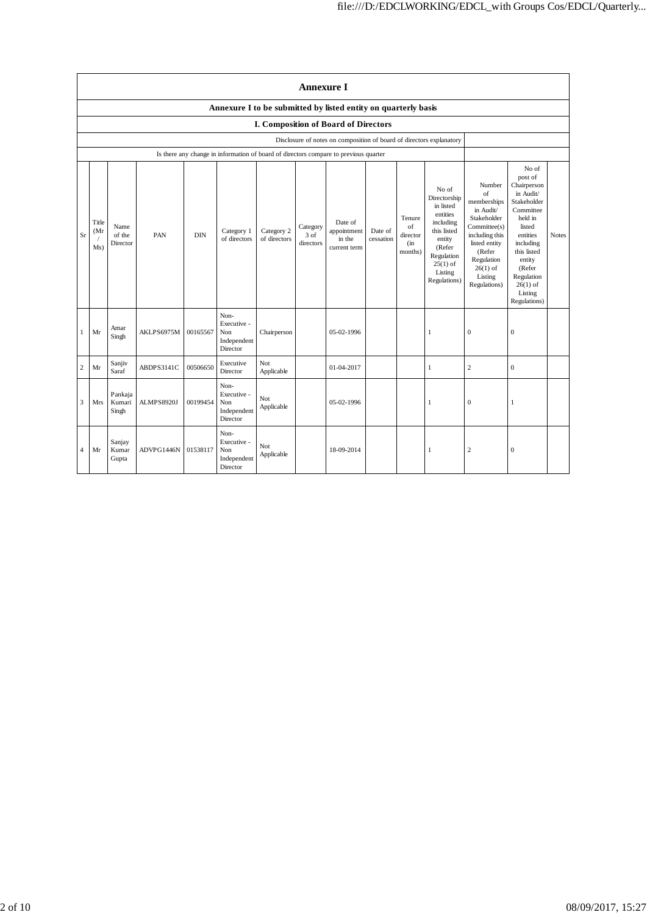# Annexure I

## Annexure I to be submitted by listed entity on quarterly basis

### I. Composition of Board of Directors

| Disclosure of notes on composition of board of directors explanatory | |
|---|---|
| Is there any change in information of board of directors compare to previous quarter | |

| Sr | Title (Mr / Ms) | Name of the Director | PAN | DIN | Category 1 of directors | Category 2 of directors | Category 3 of directors | Date of appointment in the current term | Date of cessation | Tenure of director (in months) | No of Directorship in listed entities including this listed entity (Refer Regulation 25(1) of Listing Regulations) | Number of memberships in Audit/ Stakeholder Committee(s) including this listed entity (Refer Regulation 26(1) of Listing Regulations) | No of post of Chairperson in Audit/ Stakeholder Committee held in listed entities including this listed entity (Refer Regulation 26(1) of Listing Regulations) | Notes |
|---|---|---|---|---|---|---|---|---|---|---|---|---|---|---|
| 1 | Mr | Amar Singh | AKLPS6975M | 00165567 | Non-Executive - Non Independent Director | Chairperson | | 05-02-1996 | | | 1 | 0 | 0 | |
| 2 | Mr | Sanjiv Saraf | ABDPS3141C | 00506650 | Executive Director | Not Applicable | | 01-04-2017 | | | 1 | 2 | 0 | |
| 3 | Mrs | Pankaja Kumari Singh | ALMPS8920J | 00199454 | Non-Executive - Non Independent Director | Not Applicable | | 05-02-1996 | | | 1 | 0 | 1 | |
| 4 | Mr | Sanjay Kumar Gupta | ADVPG1446N | 01538117 | Non-Executive - Non Independent Director | Not Applicable | | 18-09-2014 | | | 1 | 2 | 0 | |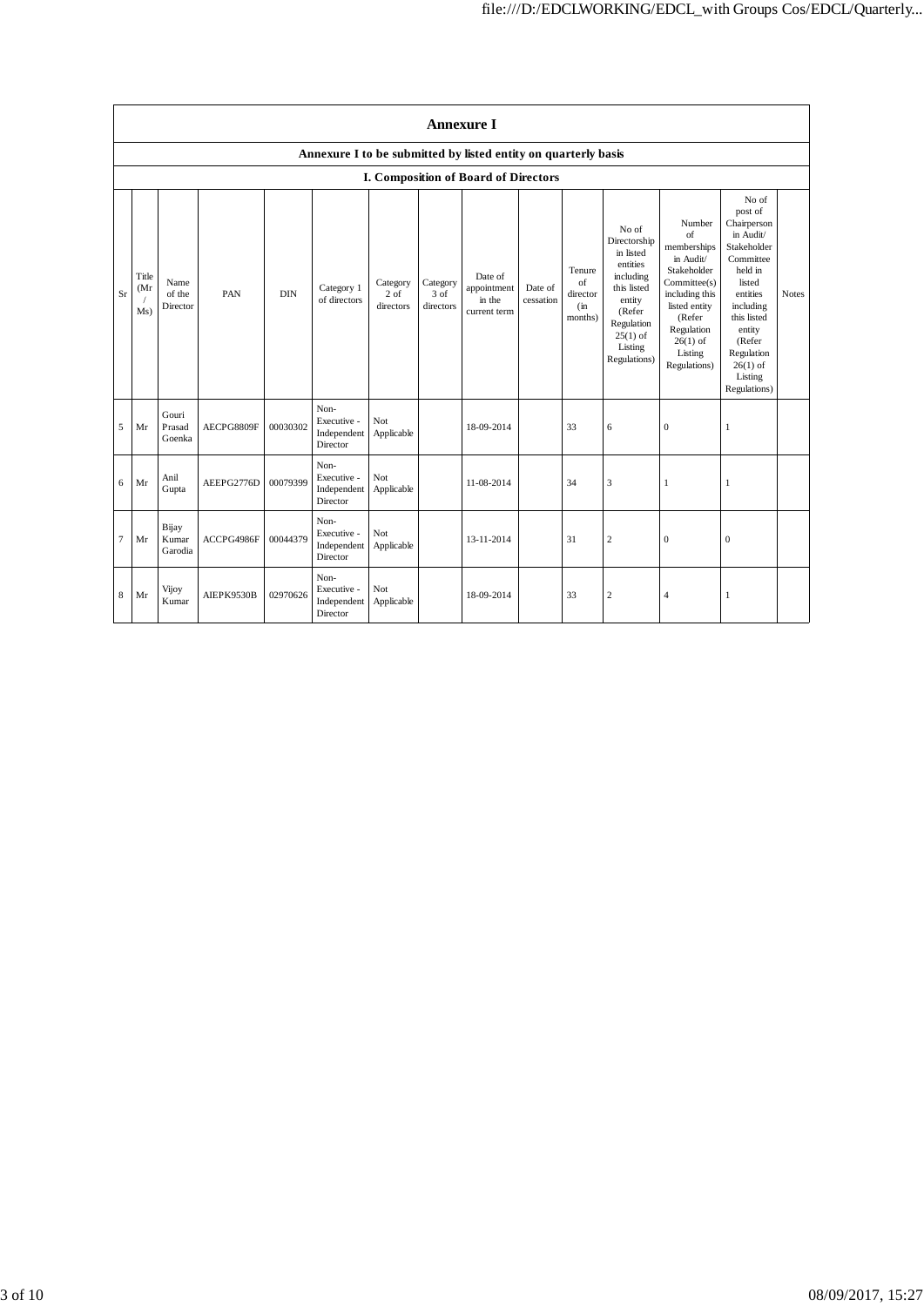# Annexure I

## Annexure I to be submitted by listed entity on quarterly basis

### I. Composition of Board of Directors

| Sr | Title (Mr / Ms) | Name of the Director | PAN | DIN | Category 1 of directors | Category 2 of directors | Category 3 of directors | Date of appointment in the current term | Date of cessation | Tenure of director (in months) | No of Directorship in listed entities including this listed entity (Refer Regulation 25(1) of Listing Regulations) | Number of memberships in Audit/ Stakeholder Committee(s) including this listed entity (Refer Regulation 26(1) of Listing Regulations) | No of post of Chairperson in Audit/ Stakeholder Committee held in listed entities including this listed entity (Refer Regulation 26(1) of Listing Regulations) | Notes |
|---|---|---|---|---|---|---|---|---|---|---|---|---|---|---|
| 5 | Mr | Gouri Prasad Goenka | AECPG8809F | 00030302 | Non-Executive - Independent Director | Not Applicable | | 18-09-2014 | | 33 | 6 | 0 | 1 | |
| 6 | Mr | Anil Gupta | AEEPG2776D | 00079399 | Non-Executive - Independent Director | Not Applicable | | 11-08-2014 | | 34 | 3 | 1 | 1 | |
| 7 | Mr | Bijay Kumar Garodia | ACCPG4986F | 00044379 | Non-Executive - Independent Director | Not Applicable | | 13-11-2014 | | 31 | 2 | 0 | 0 | |
| 8 | Mr | Vijoy Kumar | AIEPK9530B | 02970626 | Non-Executive - Independent Director | Not Applicable | | 18-09-2014 | | 33 | 2 | 4 | 1 | |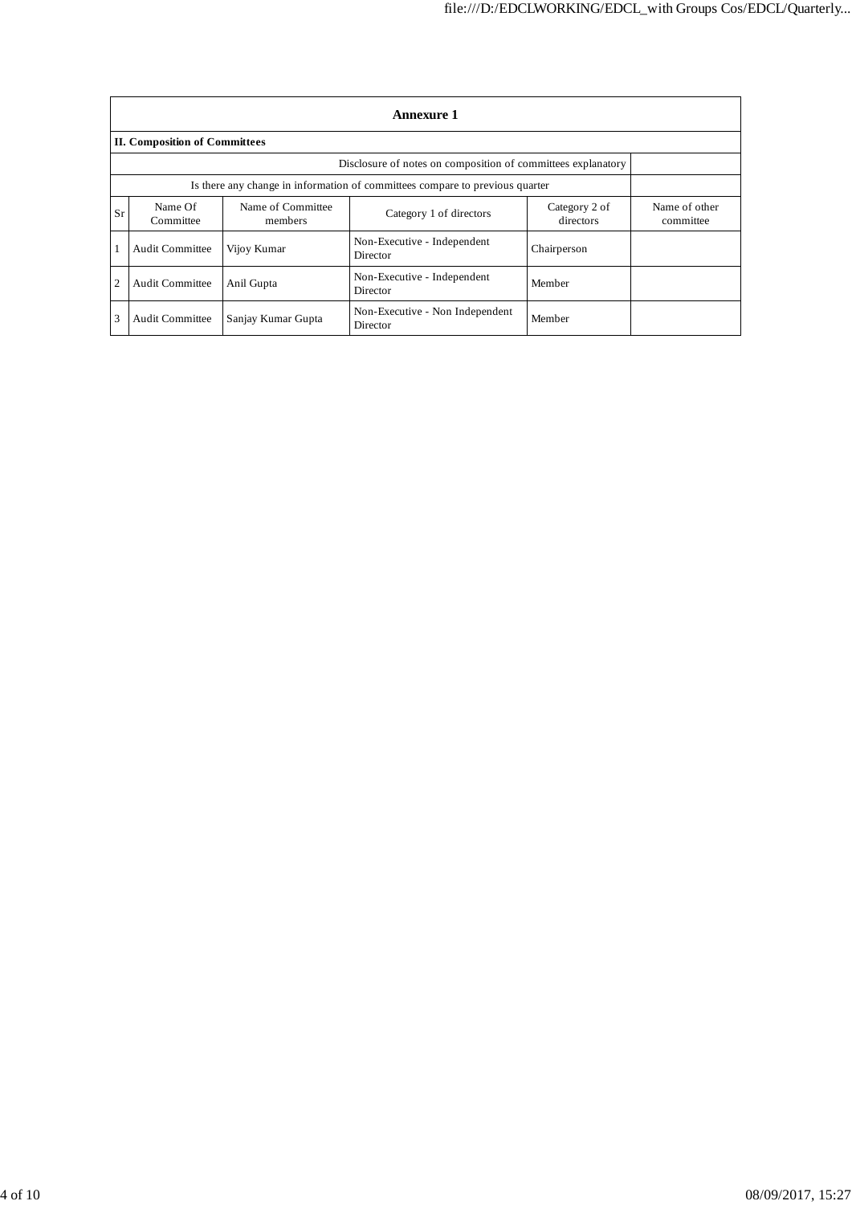| Annexure 1 | | | | | |
|---|---|---|---|---|---|
| **II. Composition of Committees** | | | | | |
| Disclosure of notes on composition of committees explanatory | | | | | |
| Is there any change in information of committees compare to previous quarter | | | | | |
| Sr | Name Of Committee | Name of Committee members | Category 1 of directors | Category 2 of directors | Name of other committee |
| 1 | Audit Committee | Vijoy Kumar | Non-Executive - Independent Director | Chairperson | |
| 2 | Audit Committee | Anil Gupta | Non-Executive - Independent Director | Member | |
| 3 | Audit Committee | Sanjay Kumar Gupta | Non-Executive - Non Independent Director | Member | |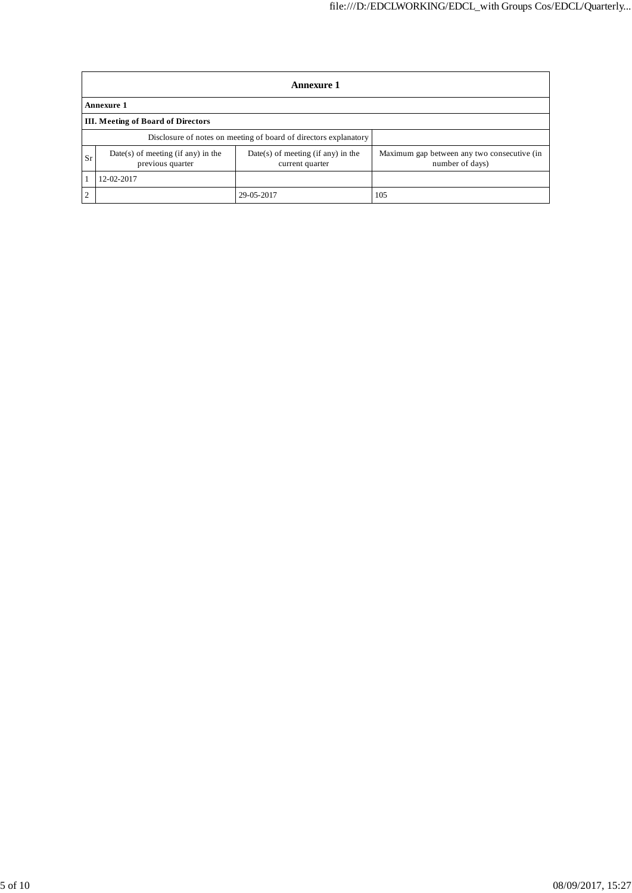| Annexure 1 | | | |
|---|---|---|---|
| **Annexure 1** | | | |
| **III. Meeting of Board of Directors** | | | |
| Disclosure of notes on meeting of board of directors explanatory | | | |
| Sr | Date(s) of meeting (if any) in the previous quarter | Date(s) of meeting (if any) in the current quarter | Maximum gap between any two consecutive (in number of days) |
| 1 | 12-02-2017 | | |
| 2 | | 29-05-2017 | 105 |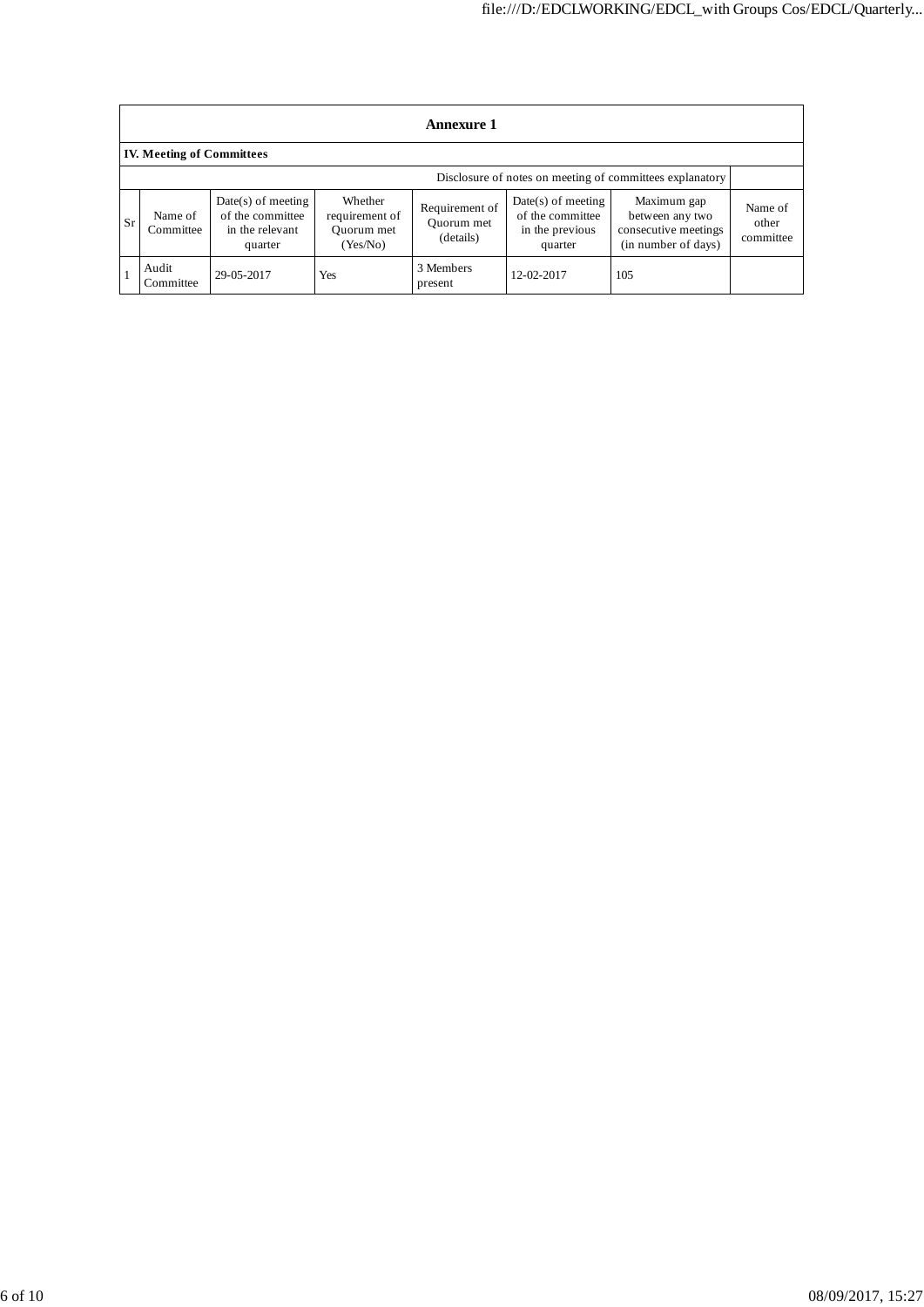## Annexure 1

### IV. Meeting of Committees

Disclosure of notes on meeting of committees explanatory

| Sr | Name of Committee | Date(s) of meeting of the committee in the relevant quarter | Whether requirement of Quorum met (Yes/No) | Requirement of Quorum met (details) | Date(s) of meeting of the committee in the previous quarter | Maximum gap between any two consecutive meetings (in number of days) | Name of other committee |
|---|---|---|---|---|---|---|---|
| 1 | Audit Committee | 29-05-2017 | Yes | 3 Members present | 12-02-2017 | 105 | |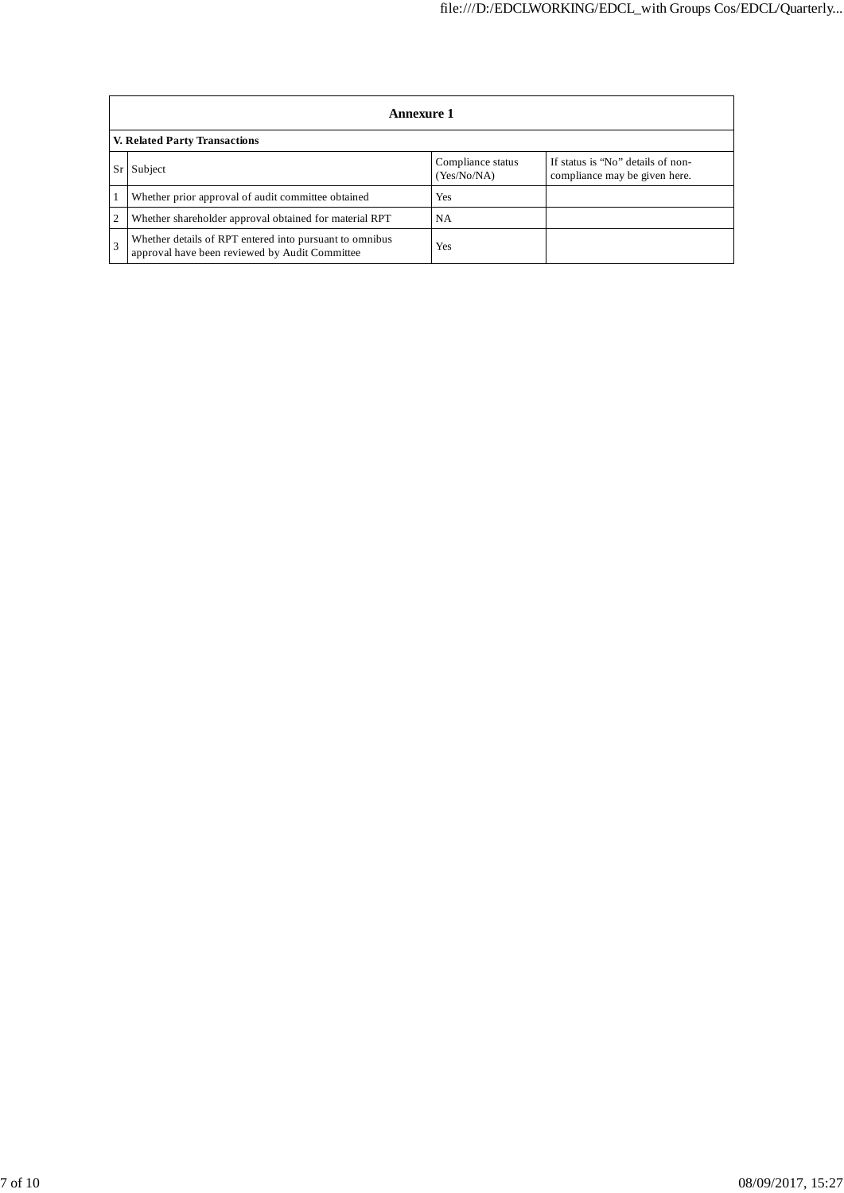## Annexure 1

### V. Related Party Transactions

| Sr | Subject | Compliance status (Yes/No/NA) | If status is "No" details of non-compliance may be given here. |
|---|---|---|---|
| 1 | Whether prior approval of audit committee obtained | Yes | |
| 2 | Whether shareholder approval obtained for material RPT | NA | |
| 3 | Whether details of RPT entered into pursuant to omnibus approval have been reviewed by Audit Committee | Yes | |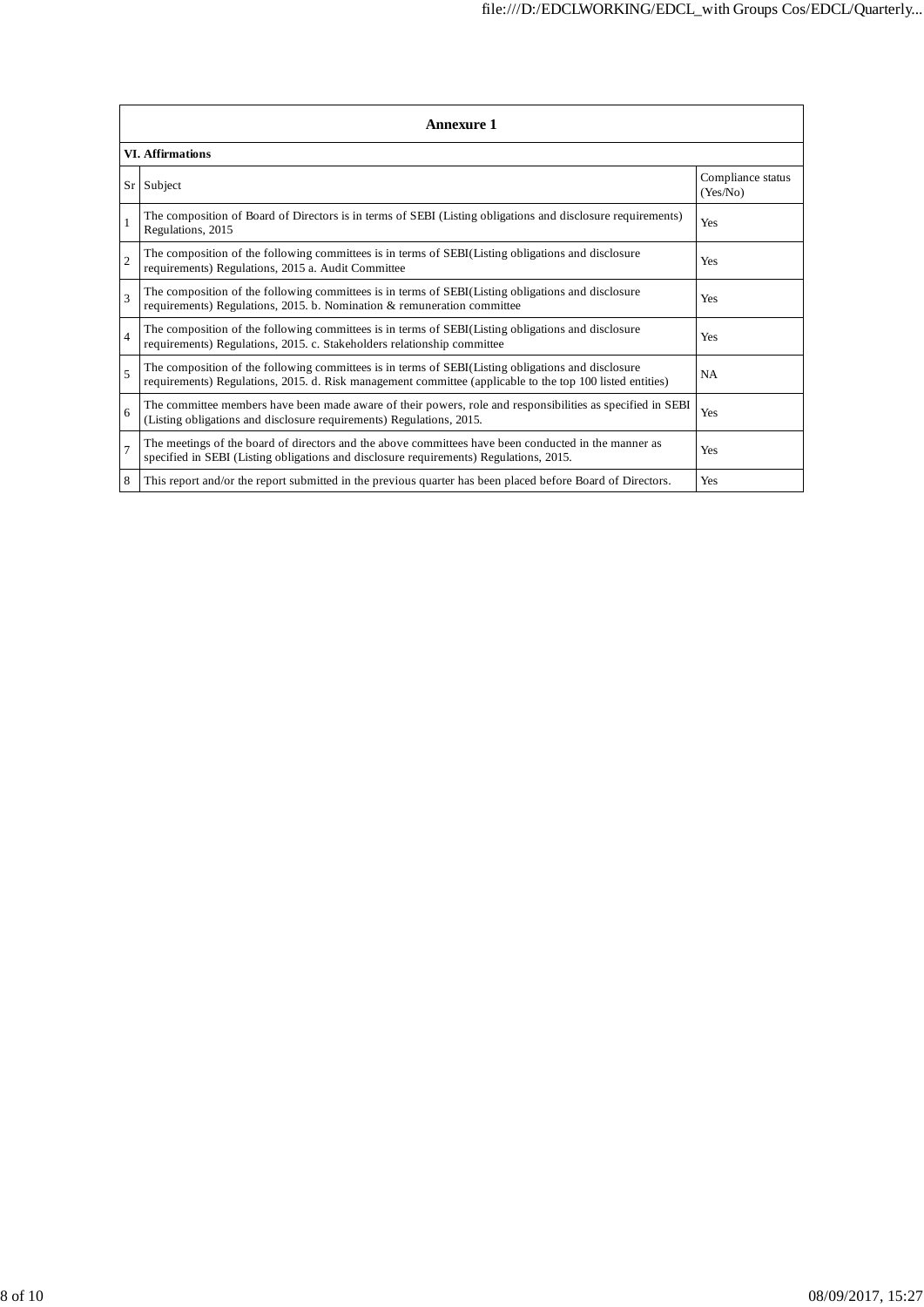## Annexure 1

### VI. Affirmations

| Sr | Subject | Compliance status (Yes/No) |
|---|---|---|
| 1 | The composition of Board of Directors is in terms of SEBI (Listing obligations and disclosure requirements) Regulations, 2015 | Yes |
| 2 | The composition of the following committees is in terms of SEBI(Listing obligations and disclosure requirements) Regulations, 2015 a. Audit Committee | Yes |
| 3 | The composition of the following committees is in terms of SEBI(Listing obligations and disclosure requirements) Regulations, 2015. b. Nomination & remuneration committee | Yes |
| 4 | The composition of the following committees is in terms of SEBI(Listing obligations and disclosure requirements) Regulations, 2015. c. Stakeholders relationship committee | Yes |
| 5 | The composition of the following committees is in terms of SEBI(Listing obligations and disclosure requirements) Regulations, 2015. d. Risk management committee (applicable to the top 100 listed entities) | NA |
| 6 | The committee members have been made aware of their powers, role and responsibilities as specified in SEBI (Listing obligations and disclosure requirements) Regulations, 2015. | Yes |
| 7 | The meetings of the board of directors and the above committees have been conducted in the manner as specified in SEBI (Listing obligations and disclosure requirements) Regulations, 2015. | Yes |
| 8 | This report and/or the report submitted in the previous quarter has been placed before Board of Directors. | Yes |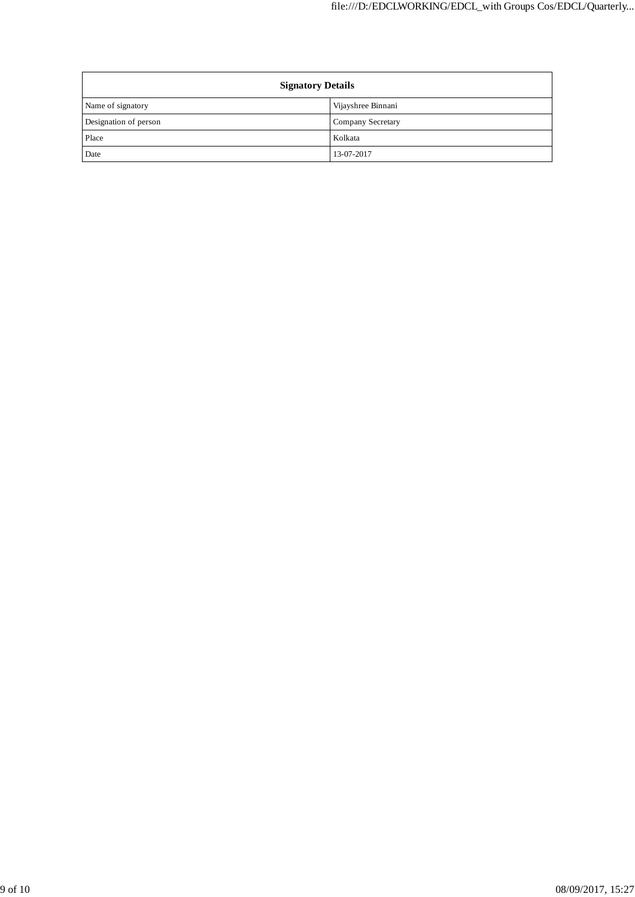| Signatory Details | |
|---|---|
| Name of signatory | Vijayshree Binnani |
| Designation of person | Company Secretary |
| Place | Kolkata |
| Date | 13-07-2017 |